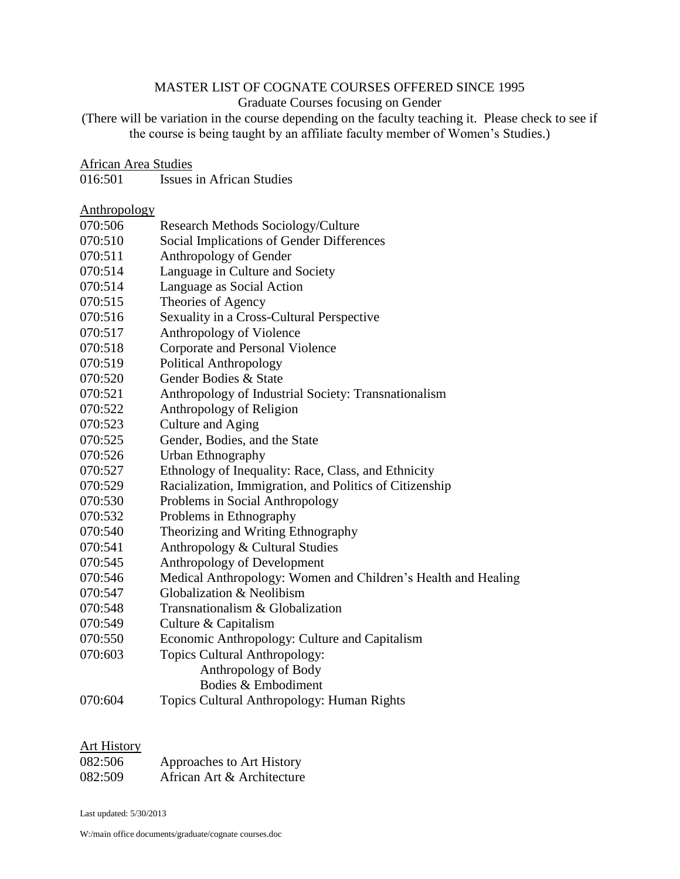# MASTER LIST OF COGNATE COURSES OFFERED SINCE 1995

Graduate Courses focusing on Gender

(There will be variation in the course depending on the faculty teaching it. Please check to see if the course is being taught by an affiliate faculty member of Women's Studies.)

## African Area Studies

016:501 Issues in African Studies

## Anthropology

070:506 Research Methods Sociology/Culture
070:510 Social Implications of Gender Differences
070:511 Anthropology of Gender
070:514 Language in Culture and Society
070:514 Language as Social Action
070:515 Theories of Agency
070:516 Sexuality in a Cross-Cultural Perspective
070:517 Anthropology of Violence
070:518 Corporate and Personal Violence
070:519 Political Anthropology
070:520 Gender Bodies & State
070:521 Anthropology of Industrial Society: Transnationalism
070:522 Anthropology of Religion
070:523 Culture and Aging
070:525 Gender, Bodies, and the State
070:526 Urban Ethnography
070:527 Ethnology of Inequality: Race, Class, and Ethnicity
070:529 Racialization, Immigration, and Politics of Citizenship
070:530 Problems in Social Anthropology
070:532 Problems in Ethnography
070:540 Theorizing and Writing Ethnography
070:541 Anthropology & Cultural Studies
070:545 Anthropology of Development
070:546 Medical Anthropology: Women and Children's Health and Healing
070:547 Globalization & Neolibism
070:548 Transnationalism & Globalization
070:549 Culture & Capitalism
070:550 Economic Anthropology: Culture and Capitalism
070:603 Topics Cultural Anthropology:
  Anthropology of Body
  Bodies & Embodiment
070:604 Topics Cultural Anthropology: Human Rights

## Art History

082:506 Approaches to Art History
082:509 African Art & Architecture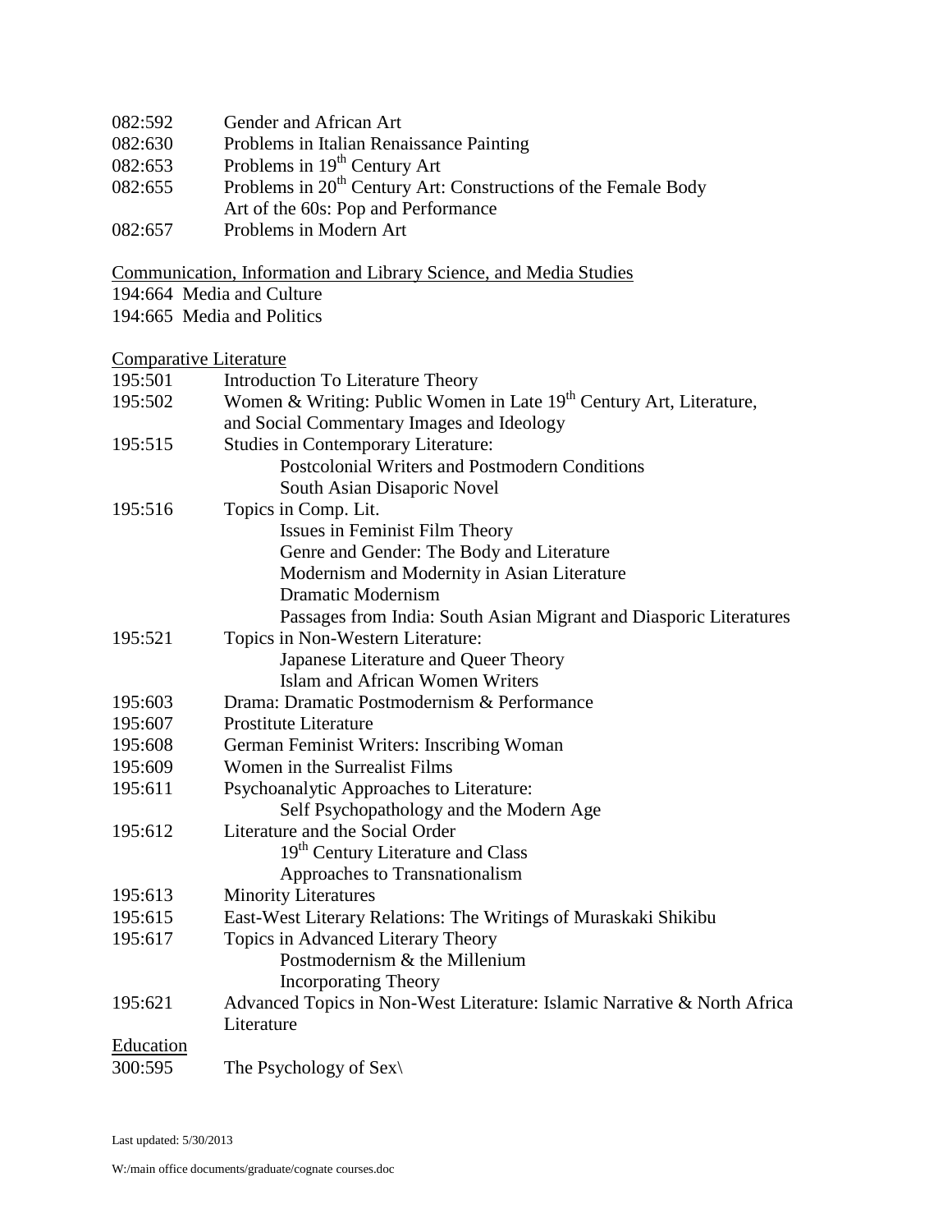082:592 Gender and African Art
082:630 Problems in Italian Renaissance Painting
082:653 Problems in 19th Century Art
082:655 Problems in 20th Century Art: Constructions of the Female Body
Art of the 60s: Pop and Performance
082:657 Problems in Modern Art

Communication, Information and Library Science, and Media Studies

194:664 Media and Culture
194:665 Media and Politics

Comparative Literature

195:501 Introduction To Literature Theory
195:502 Women & Writing: Public Women in Late 19th Century Art, Literature, and Social Commentary Images and Ideology
195:515 Studies in Contemporary Literature:
- Postcolonial Writers and Postmodern Conditions
- South Asian Disaporic Novel

195:516 Topics in Comp. Lit.
- Issues in Feminist Film Theory
- Genre and Gender: The Body and Literature
- Modernism and Modernity in Asian Literature
- Dramatic Modernism
- Passages from India: South Asian Migrant and Diasporic Literatures

195:521 Topics in Non-Western Literature:
- Japanese Literature and Queer Theory
- Islam and African Women Writers

195:603 Drama: Dramatic Postmodernism & Performance
195:607 Prostitute Literature
195:608 German Feminist Writers: Inscribing Woman
195:609 Women in the Surrealist Films
195:611 Psychoanalytic Approaches to Literature:
- Self Psychopathology and the Modern Age

195:612 Literature and the Social Order
- 19th Century Literature and Class
- Approaches to Transnationalism

195:613 Minority Literatures
195:615 East-West Literary Relations: The Writings of Muraskaki Shikibu
195:617 Topics in Advanced Literary Theory
- Postmodernism & the Millenium
- Incorporating Theory

195:621 Advanced Topics in Non-West Literature: Islamic Narrative & North Africa Literature

Education

300:595 The Psychology of Sex\

Last updated: 5/30/2013

W:/main office documents/graduate/cognate courses.doc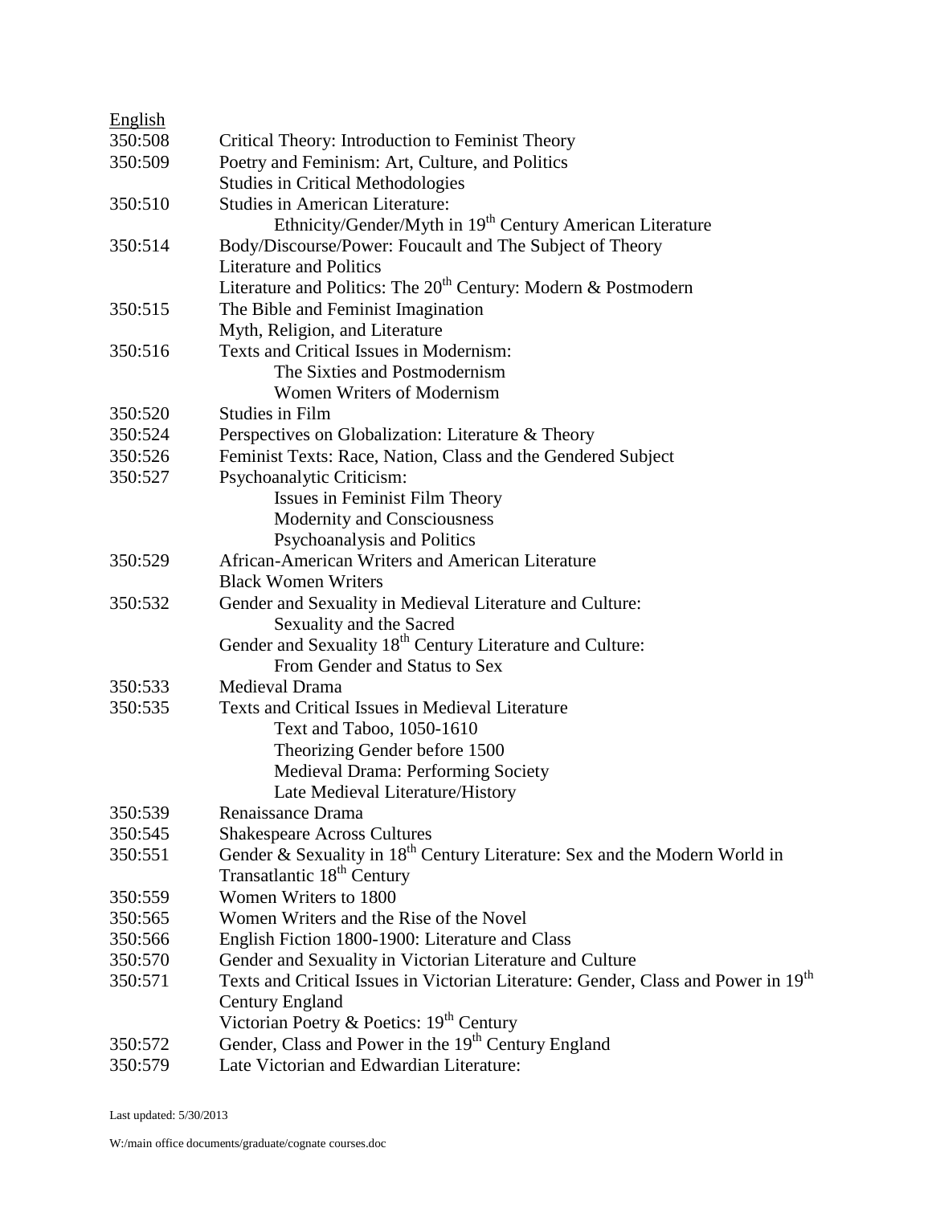<u>English</u>

| | |
|---|---|
| 350:508 | Critical Theory: Introduction to Feminist Theory |
| 350:509 | Poetry and Feminism: Art, Culture, and Politics |
| | Studies in Critical Methodologies |
| 350:510 | Studies in American Literature: |
| | Ethnicity/Gender/Myth in 19th Century American Literature |
| 350:514 | Body/Discourse/Power: Foucault and The Subject of Theory |
| | Literature and Politics |
| | Literature and Politics: The 20th Century: Modern & Postmodern |
| 350:515 | The Bible and Feminist Imagination |
| | Myth, Religion, and Literature |
| 350:516 | Texts and Critical Issues in Modernism: |
| | The Sixties and Postmodernism |
| | Women Writers of Modernism |
| 350:520 | Studies in Film |
| 350:524 | Perspectives on Globalization: Literature & Theory |
| 350:526 | Feminist Texts: Race, Nation, Class and the Gendered Subject |
| 350:527 | Psychoanalytic Criticism: |
| | Issues in Feminist Film Theory |
| | Modernity and Consciousness |
| | Psychoanalysis and Politics |
| 350:529 | African-American Writers and American Literature |
| | Black Women Writers |
| 350:532 | Gender and Sexuality in Medieval Literature and Culture: |
| | Sexuality and the Sacred |
| | Gender and Sexuality 18th Century Literature and Culture: |
| | From Gender and Status to Sex |
| 350:533 | Medieval Drama |
| 350:535 | Texts and Critical Issues in Medieval Literature |
| | Text and Taboo, 1050-1610 |
| | Theorizing Gender before 1500 |
| | Medieval Drama: Performing Society |
| | Late Medieval Literature/History |
| 350:539 | Renaissance Drama |
| 350:545 | Shakespeare Across Cultures |
| 350:551 | Gender & Sexuality in 18th Century Literature: Sex and the Modern World in Transatlantic 18th Century |
| 350:559 | Women Writers to 1800 |
| 350:565 | Women Writers and the Rise of the Novel |
| 350:566 | English Fiction 1800-1900: Literature and Class |
| 350:570 | Gender and Sexuality in Victorian Literature and Culture |
| 350:571 | Texts and Critical Issues in Victorian Literature: Gender, Class and Power in 19th Century England |
| | Victorian Poetry & Poetics: 19th Century |
| 350:572 | Gender, Class and Power in the 19th Century England |
| 350:579 | Late Victorian and Edwardian Literature: |

Last updated: 5/30/2013

W:/main office documents/graduate/cognate courses.doc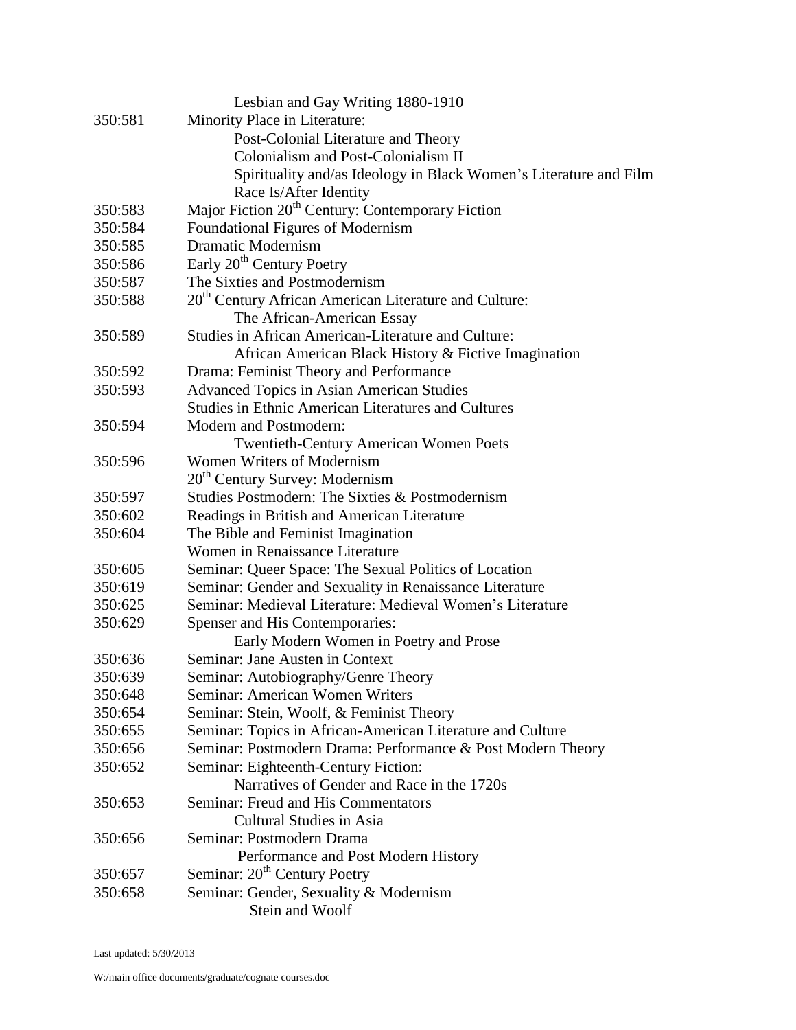| | |
|---|---|
| | Lesbian and Gay Writing 1880-1910 |
| 350:581 | Minority Place in Literature: |
| | Post-Colonial Literature and Theory |
| | Colonialism and Post-Colonialism II |
| | Spirituality and/as Ideology in Black Women's Literature and Film |
| | Race Is/After Identity |
| 350:583 | Major Fiction 20th Century: Contemporary Fiction |
| 350:584 | Foundational Figures of Modernism |
| 350:585 | Dramatic Modernism |
| 350:586 | Early 20th Century Poetry |
| 350:587 | The Sixties and Postmodernism |
| 350:588 | 20th Century African American Literature and Culture: |
| | The African-American Essay |
| 350:589 | Studies in African American-Literature and Culture: |
| | African American Black History & Fictive Imagination |
| 350:592 | Drama: Feminist Theory and Performance |
| 350:593 | Advanced Topics in Asian American Studies |
| | Studies in Ethnic American Literatures and Cultures |
| 350:594 | Modern and Postmodern: |
| | Twentieth-Century American Women Poets |
| 350:596 | Women Writers of Modernism |
| | 20th Century Survey: Modernism |
| 350:597 | Studies Postmodern: The Sixties & Postmodernism |
| 350:602 | Readings in British and American Literature |
| 350:604 | The Bible and Feminist Imagination |
| | Women in Renaissance Literature |
| 350:605 | Seminar: Queer Space: The Sexual Politics of Location |
| 350:619 | Seminar: Gender and Sexuality in Renaissance Literature |
| 350:625 | Seminar: Medieval Literature: Medieval Women's Literature |
| 350:629 | Spenser and His Contemporaries: |
| | Early Modern Women in Poetry and Prose |
| 350:636 | Seminar: Jane Austen in Context |
| 350:639 | Seminar: Autobiography/Genre Theory |
| 350:648 | Seminar: American Women Writers |
| 350:654 | Seminar: Stein, Woolf, & Feminist Theory |
| 350:655 | Seminar: Topics in African-American Literature and Culture |
| 350:656 | Seminar: Postmodern Drama: Performance & Post Modern Theory |
| 350:652 | Seminar: Eighteenth-Century Fiction: |
| | Narratives of Gender and Race in the 1720s |
| 350:653 | Seminar: Freud and His Commentators |
| | Cultural Studies in Asia |
| 350:656 | Seminar: Postmodern Drama |
| | Performance and Post Modern History |
| 350:657 | Seminar: 20th Century Poetry |
| 350:658 | Seminar: Gender, Sexuality & Modernism |
| | Stein and Woolf |

Last updated: 5/30/2013

W:/main office documents/graduate/cognate courses.doc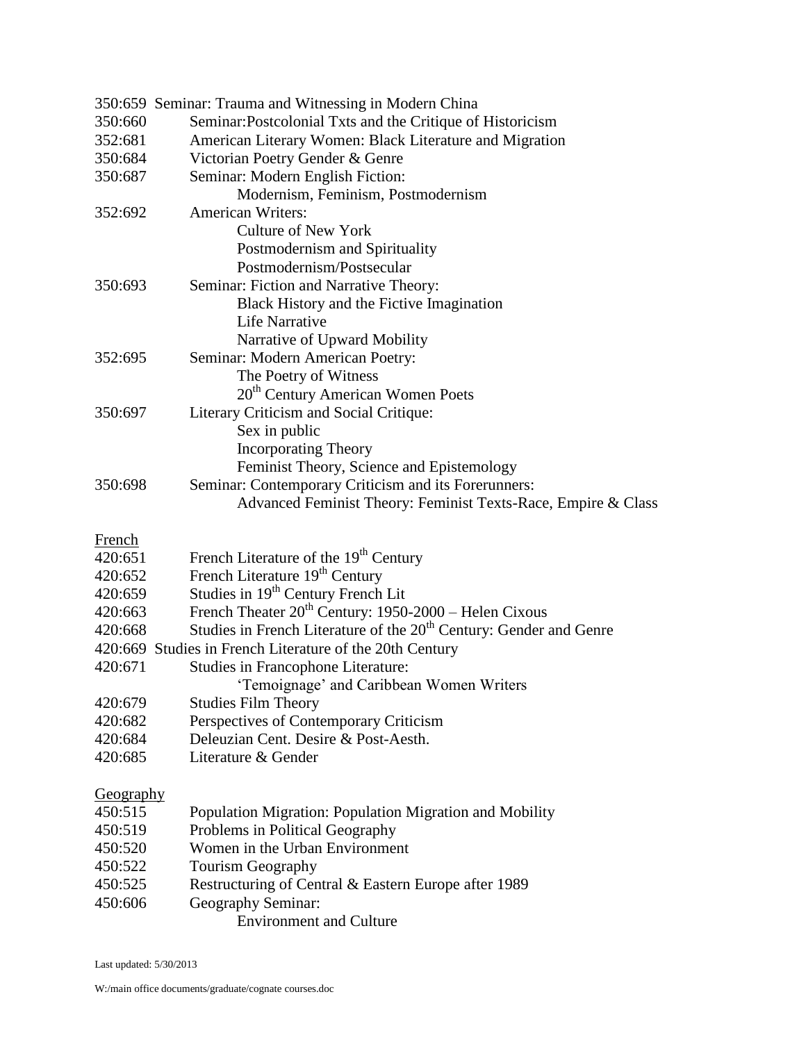350:659 Seminar: Trauma and Witnessing in Modern China
350:660 Seminar:Postcolonial Txts and the Critique of Historicism
352:681 American Literary Women: Black Literature and Migration
350:684 Victorian Poetry Gender & Genre
350:687 Seminar: Modern English Fiction:
  Modernism, Feminism, Postmodernism
352:692 American Writers:
  Culture of New York
  Postmodernism and Spirituality
  Postmodernism/Postsecular
350:693 Seminar: Fiction and Narrative Theory:
  Black History and the Fictive Imagination
  Life Narrative
  Narrative of Upward Mobility
352:695 Seminar: Modern American Poetry:
  The Poetry of Witness
  20th Century American Women Poets
350:697 Literary Criticism and Social Critique:
  Sex in public
  Incorporating Theory
  Feminist Theory, Science and Epistemology
350:698 Seminar: Contemporary Criticism and its Forerunners:
  Advanced Feminist Theory: Feminist Texts-Race, Empire & Class

French

420:651 French Literature of the 19th Century
420:652 French Literature 19th Century
420:659 Studies in 19th Century French Lit
420:663 French Theater 20th Century: 1950-2000 – Helen Cixous
420:668 Studies in French Literature of the 20th Century: Gender and Genre
420:669 Studies in French Literature of the 20th Century
420:671 Studies in Francophone Literature:
  'Temoignage' and Caribbean Women Writers
420:679 Studies Film Theory
420:682 Perspectives of Contemporary Criticism
420:684 Deleuzian Cent. Desire & Post-Aesth.
420:685 Literature & Gender

Geography

450:515 Population Migration: Population Migration and Mobility
450:519 Problems in Political Geography
450:520 Women in the Urban Environment
450:522 Tourism Geography
450:525 Restructuring of Central & Eastern Europe after 1989
450:606 Geography Seminar:
  Environment and Culture

Last updated: 5/30/2013

W:/main office documents/graduate/cognate courses.doc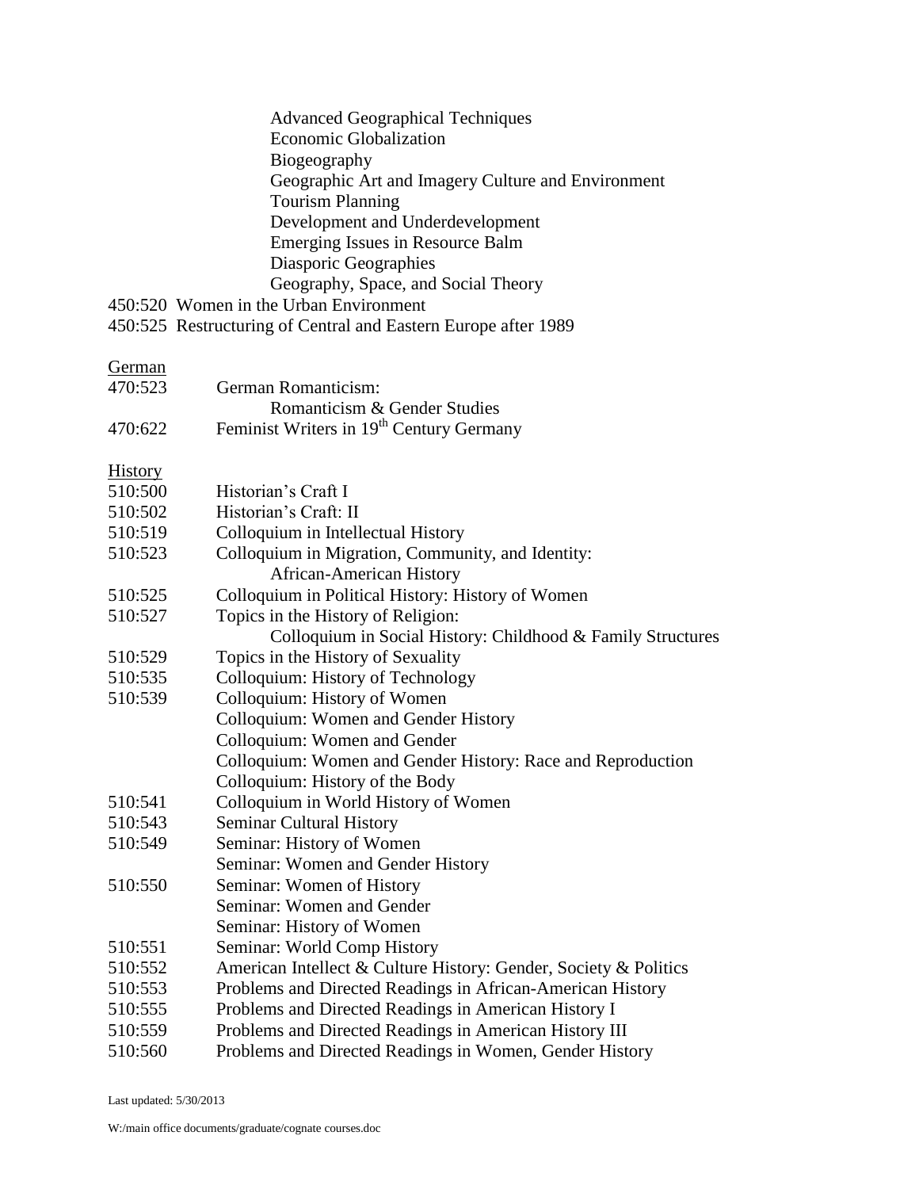Advanced Geographical Techniques
Economic Globalization
Biogeography
Geographic Art and Imagery Culture and Environment
Tourism Planning
Development and Underdevelopment
Emerging Issues in Resource Balm
Diasporic Geographies
Geography, Space, and Social Theory

450:520 Women in the Urban Environment
450:525 Restructuring of Central and Eastern Europe after 1989

<u>German</u>

470:523 German Romanticism:
Romanticism & Gender Studies
470:622 Feminist Writers in 19th Century Germany

<u>History</u>

510:500 Historian's Craft I
510:502 Historian's Craft: II
510:519 Colloquium in Intellectual History
510:523 Colloquium in Migration, Community, and Identity:
African-American History
510:525 Colloquium in Political History: History of Women
510:527 Topics in the History of Religion:
Colloquium in Social History: Childhood & Family Structures
510:529 Topics in the History of Sexuality
510:535 Colloquium: History of Technology
510:539 Colloquium: History of Women
Colloquium: Women and Gender History
Colloquium: Women and Gender
Colloquium: Women and Gender History: Race and Reproduction
Colloquium: History of the Body
510:541 Colloquium in World History of Women
510:543 Seminar Cultural History
510:549 Seminar: History of Women
Seminar: Women and Gender History
510:550 Seminar: Women of History
Seminar: Women and Gender
Seminar: History of Women
510:551 Seminar: World Comp History
510:552 American Intellect & Culture History: Gender, Society & Politics
510:553 Problems and Directed Readings in African-American History
510:555 Problems and Directed Readings in American History I
510:559 Problems and Directed Readings in American History III
510:560 Problems and Directed Readings in Women, Gender History

Last updated: 5/30/2013

W:/main office documents/graduate/cognate courses.doc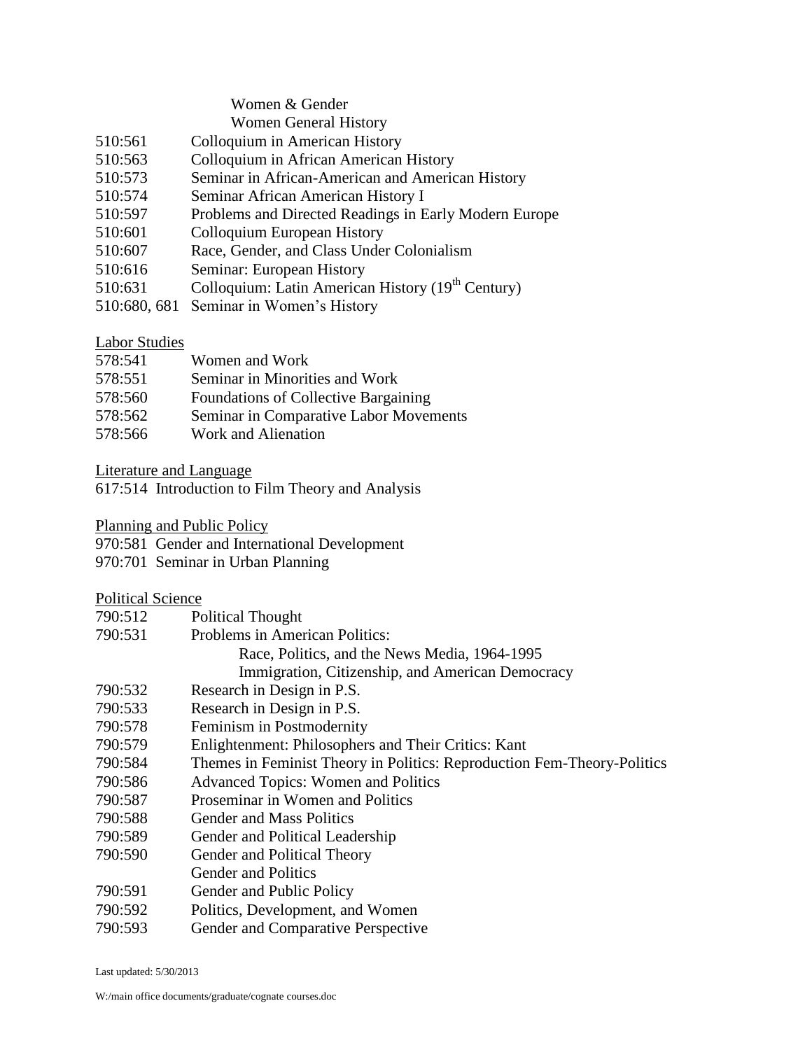Women & Gender
Women General History

510:561 Colloquium in American History
510:563 Colloquium in African American History
510:573 Seminar in African-American and American History
510:574 Seminar African American History I
510:597 Problems and Directed Readings in Early Modern Europe
510:601 Colloquium European History
510:607 Race, Gender, and Class Under Colonialism
510:616 Seminar: European History
510:631 Colloquium: Latin American History (19th Century)
510:680, 681 Seminar in Women's History

Labor Studies

578:541 Women and Work
578:551 Seminar in Minorities and Work
578:560 Foundations of Collective Bargaining
578:562 Seminar in Comparative Labor Movements
578:566 Work and Alienation

Literature and Language

617:514 Introduction to Film Theory and Analysis

Planning and Public Policy

970:581 Gender and International Development
970:701 Seminar in Urban Planning

Political Science

790:512 Political Thought
790:531 Problems in American Politics:
Race, Politics, and the News Media, 1964-1995
Immigration, Citizenship, and American Democracy
790:532 Research in Design in P.S.
790:533 Research in Design in P.S.
790:578 Feminism in Postmodernity
790:579 Enlightenment: Philosophers and Their Critics: Kant
790:584 Themes in Feminist Theory in Politics: Reproduction Fem-Theory-Politics
790:586 Advanced Topics: Women and Politics
790:587 Proseminar in Women and Politics
790:588 Gender and Mass Politics
790:589 Gender and Political Leadership
790:590 Gender and Political Theory
Gender and Politics
790:591 Gender and Public Policy
790:592 Politics, Development, and Women
790:593 Gender and Comparative Perspective

Last updated: 5/30/2013

W:/main office documents/graduate/cognate courses.doc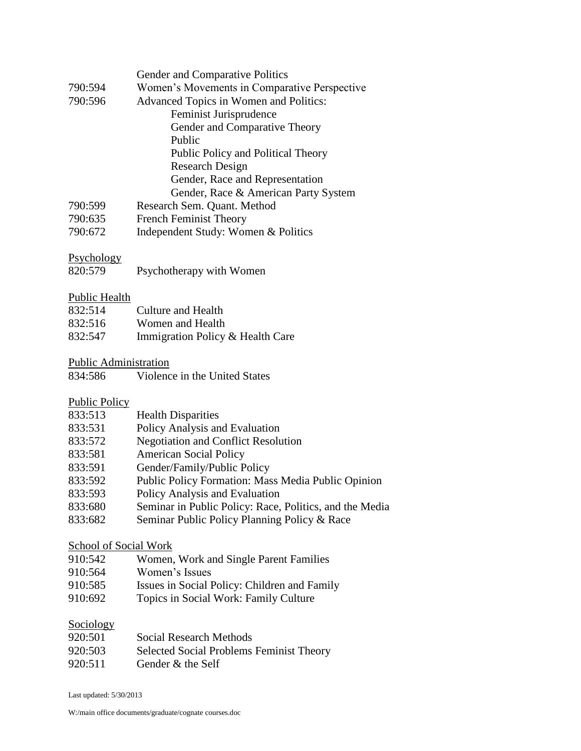| | |
|---|---|
| | Gender and Comparative Politics |
| 790:594 | Women's Movements in Comparative Perspective |
| 790:596 | Advanced Topics in Women and Politics: |
| | Feminist Jurisprudence |
| | Gender and Comparative Theory |
| | Public |
| | Public Policy and Political Theory |
| | Research Design |
| | Gender, Race and Representation |
| | Gender, Race & American Party System |
| 790:599 | Research Sem. Quant. Method |
| 790:635 | French Feminist Theory |
| 790:672 | Independent Study: Women & Politics |

Psychology

| | |
|---|---|
| 820:579 | Psychotherapy with Women |

Public Health

| | |
|---|---|
| 832:514 | Culture and Health |
| 832:516 | Women and Health |
| 832:547 | Immigration Policy & Health Care |

Public Administration

| | |
|---|---|
| 834:586 | Violence in the United States |

Public Policy

| | |
|---|---|
| 833:513 | Health Disparities |
| 833:531 | Policy Analysis and Evaluation |
| 833:572 | Negotiation and Conflict Resolution |
| 833:581 | American Social Policy |
| 833:591 | Gender/Family/Public Policy |
| 833:592 | Public Policy Formation: Mass Media Public Opinion |
| 833:593 | Policy Analysis and Evaluation |
| 833:680 | Seminar in Public Policy: Race, Politics, and the Media |
| 833:682 | Seminar Public Policy Planning Policy & Race |

School of Social Work

| | |
|---|---|
| 910:542 | Women, Work and Single Parent Families |
| 910:564 | Women's Issues |
| 910:585 | Issues in Social Policy: Children and Family |
| 910:692 | Topics in Social Work: Family Culture |

Sociology

| | |
|---|---|
| 920:501 | Social Research Methods |
| 920:503 | Selected Social Problems Feminist Theory |
| 920:511 | Gender & the Self |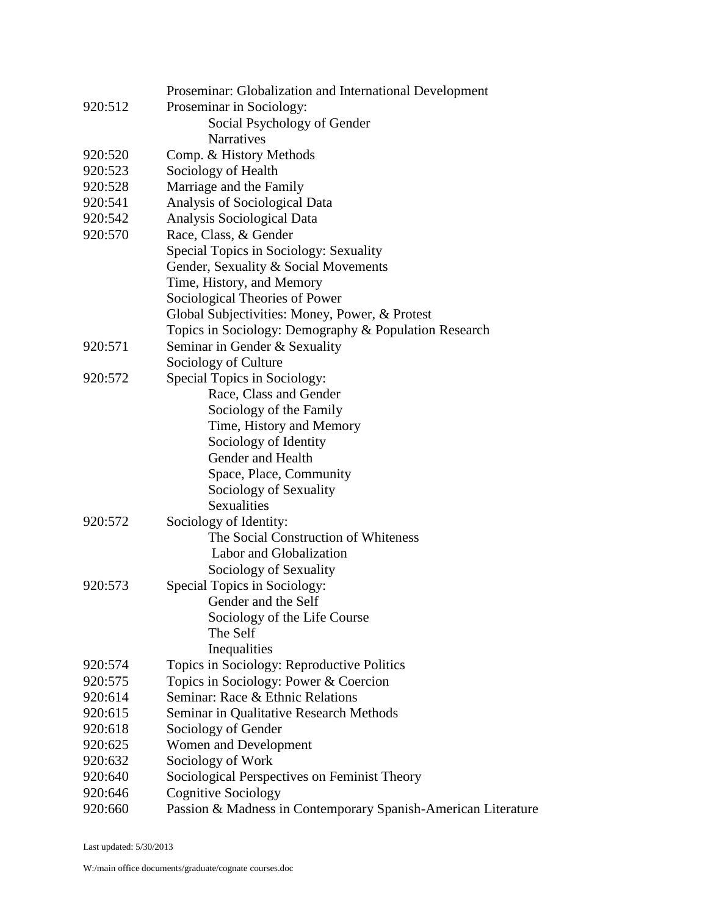| | |
|---|---|
| | Proseminar: Globalization and International Development |
| 920:512 | Proseminar in Sociology: |
| | Social Psychology of Gender |
| | Narratives |
| 920:520 | Comp. & History Methods |
| 920:523 | Sociology of Health |
| 920:528 | Marriage and the Family |
| 920:541 | Analysis of Sociological Data |
| 920:542 | Analysis Sociological Data |
| 920:570 | Race, Class, & Gender |
| | Special Topics in Sociology: Sexuality |
| | Gender, Sexuality & Social Movements |
| | Time, History, and Memory |
| | Sociological Theories of Power |
| | Global Subjectivities: Money, Power, & Protest |
| | Topics in Sociology: Demography & Population Research |
| 920:571 | Seminar in Gender & Sexuality |
| | Sociology of Culture |
| 920:572 | Special Topics in Sociology: |
| | Race, Class and Gender |
| | Sociology of the Family |
| | Time, History and Memory |
| | Sociology of Identity |
| | Gender and Health |
| | Space, Place, Community |
| | Sociology of Sexuality |
| | Sexualities |
| 920:572 | Sociology of Identity: |
| | The Social Construction of Whiteness |
| | Labor and Globalization |
| | Sociology of Sexuality |
| 920:573 | Special Topics in Sociology: |
| | Gender and the Self |
| | Sociology of the Life Course |
| | The Self |
| | Inequalities |
| 920:574 | Topics in Sociology: Reproductive Politics |
| 920:575 | Topics in Sociology: Power & Coercion |
| 920:614 | Seminar: Race & Ethnic Relations |
| 920:615 | Seminar in Qualitative Research Methods |
| 920:618 | Sociology of Gender |
| 920:625 | Women and Development |
| 920:632 | Sociology of Work |
| 920:640 | Sociological Perspectives on Feminist Theory |
| 920:646 | Cognitive Sociology |
| 920:660 | Passion & Madness in Contemporary Spanish-American Literature |

Last updated: 5/30/2013

W:/main office documents/graduate/cognate courses.doc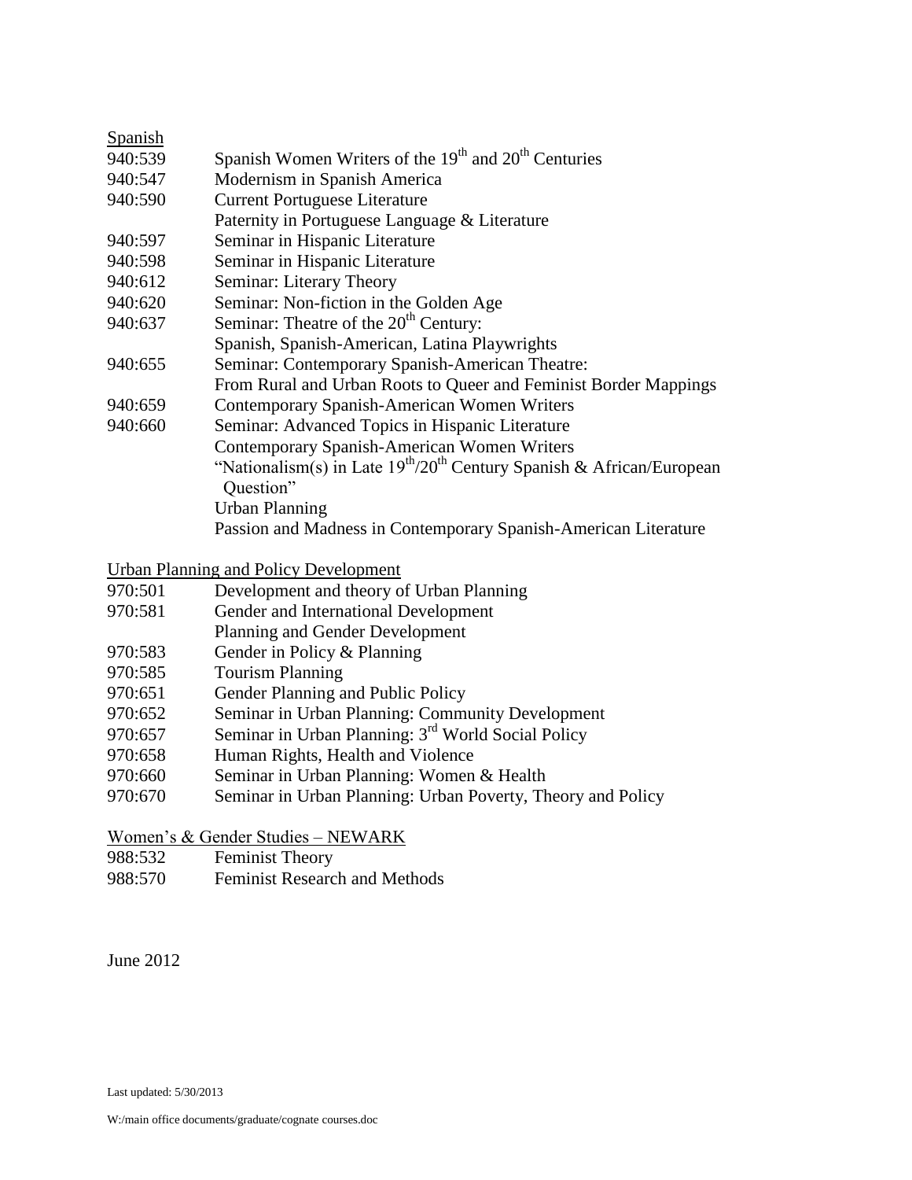<u>Spanish</u>

| | |
|---|---|
| 940:539 | Spanish Women Writers of the $19^{th}$ and $20^{th}$ Centuries |
| 940:547 | Modernism in Spanish America |
| 940:590 | Current Portuguese Literature |
| | Paternity in Portuguese Language & Literature |
| 940:597 | Seminar in Hispanic Literature |
| 940:598 | Seminar in Hispanic Literature |
| 940:612 | Seminar: Literary Theory |
| 940:620 | Seminar: Non-fiction in the Golden Age |
| 940:637 | Seminar: Theatre of the $20^{th}$ Century: |
| | Spanish, Spanish-American, Latina Playwrights |
| 940:655 | Seminar: Contemporary Spanish-American Theatre: |
| | From Rural and Urban Roots to Queer and Feminist Border Mappings |
| 940:659 | Contemporary Spanish-American Women Writers |
| 940:660 | Seminar: Advanced Topics in Hispanic Literature |
| | Contemporary Spanish-American Women Writers |
| | "Nationalism(s) in Late $19^{th}$/$20^{th}$ Century Spanish & African/European Question" |
| | Urban Planning |
| | Passion and Madness in Contemporary Spanish-American Literature |

<u>Urban Planning and Policy Development</u>

| | |
|---|---|
| 970:501 | Development and theory of Urban Planning |
| 970:581 | Gender and International Development |
| | Planning and Gender Development |
| 970:583 | Gender in Policy & Planning |
| 970:585 | Tourism Planning |
| 970:651 | Gender Planning and Public Policy |
| 970:652 | Seminar in Urban Planning: Community Development |
| 970:657 | Seminar in Urban Planning: $3^{rd}$ World Social Policy |
| 970:658 | Human Rights, Health and Violence |
| 970:660 | Seminar in Urban Planning: Women & Health |
| 970:670 | Seminar in Urban Planning: Urban Poverty, Theory and Policy |

<u>Women's & Gender Studies – NEWARK</u>

| | |
|---|---|
| 988:532 | Feminist Theory |
| 988:570 | Feminist Research and Methods |

June 2012

Last updated: 5/30/2013

W:/main office documents/graduate/cognate courses.doc